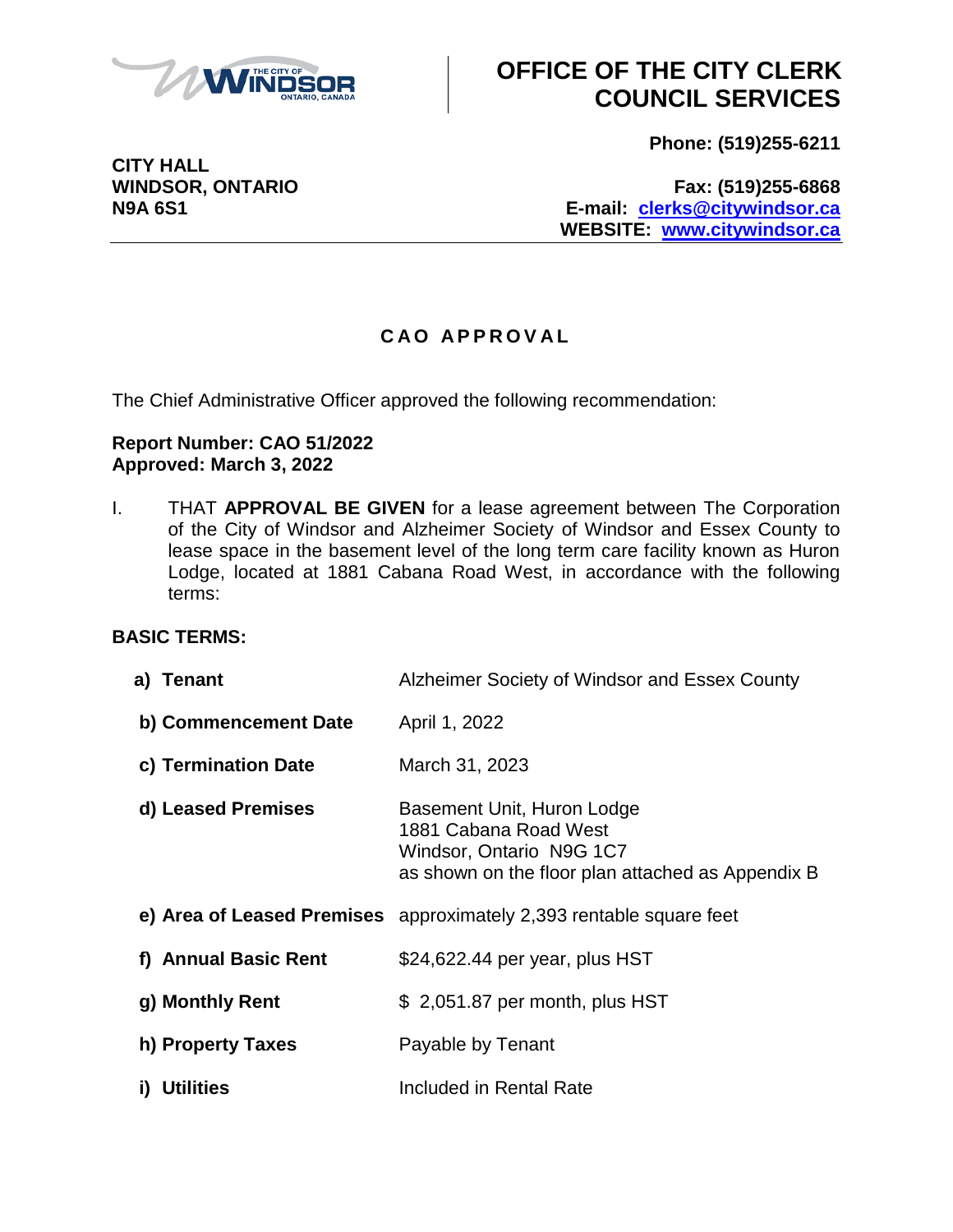# OFFICE OF THE CITY CLERK COUNCIL SERVICES

**CITY HALL**
**WINDSOR, ONTARIO**
**N9A 6S1**

**Phone: (519)255-6211**
**Fax: (519)255-6868**
**E-mail: clerks@citywindsor.ca**
**WEBSITE: www.citywindsor.ca**

## CAO APPROVAL

The Chief Administrative Officer approved the following recommendation:

**Report Number: CAO 51/2022**
**Approved: March 3, 2022**

I. THAT **APPROVAL BE GIVEN** for a lease agreement between The Corporation of the City of Windsor and Alzheimer Society of Windsor and Essex County to lease space in the basement level of the long term care facility known as Huron Lodge, located at 1881 Cabana Road West, in accordance with the following terms:

**BASIC TERMS:**

| | |
|---|---|
| **a) Tenant** | Alzheimer Society of Windsor and Essex County |
| **b) Commencement Date** | April 1, 2022 |
| **c) Termination Date** | March 31, 2023 |
| **d) Leased Premises** | Basement Unit, Huron Lodge<br>1881 Cabana Road West<br>Windsor, Ontario N9G 1C7<br>as shown on the floor plan attached as Appendix B |
| **e) Area of Leased Premises** | approximately 2,393 rentable square feet |
| **f) Annual Basic Rent** | $24,622.44 per year, plus HST |
| **g) Monthly Rent** | $ 2,051.87 per month, plus HST |
| **h) Property Taxes** | Payable by Tenant |
| **i) Utilities** | Included in Rental Rate |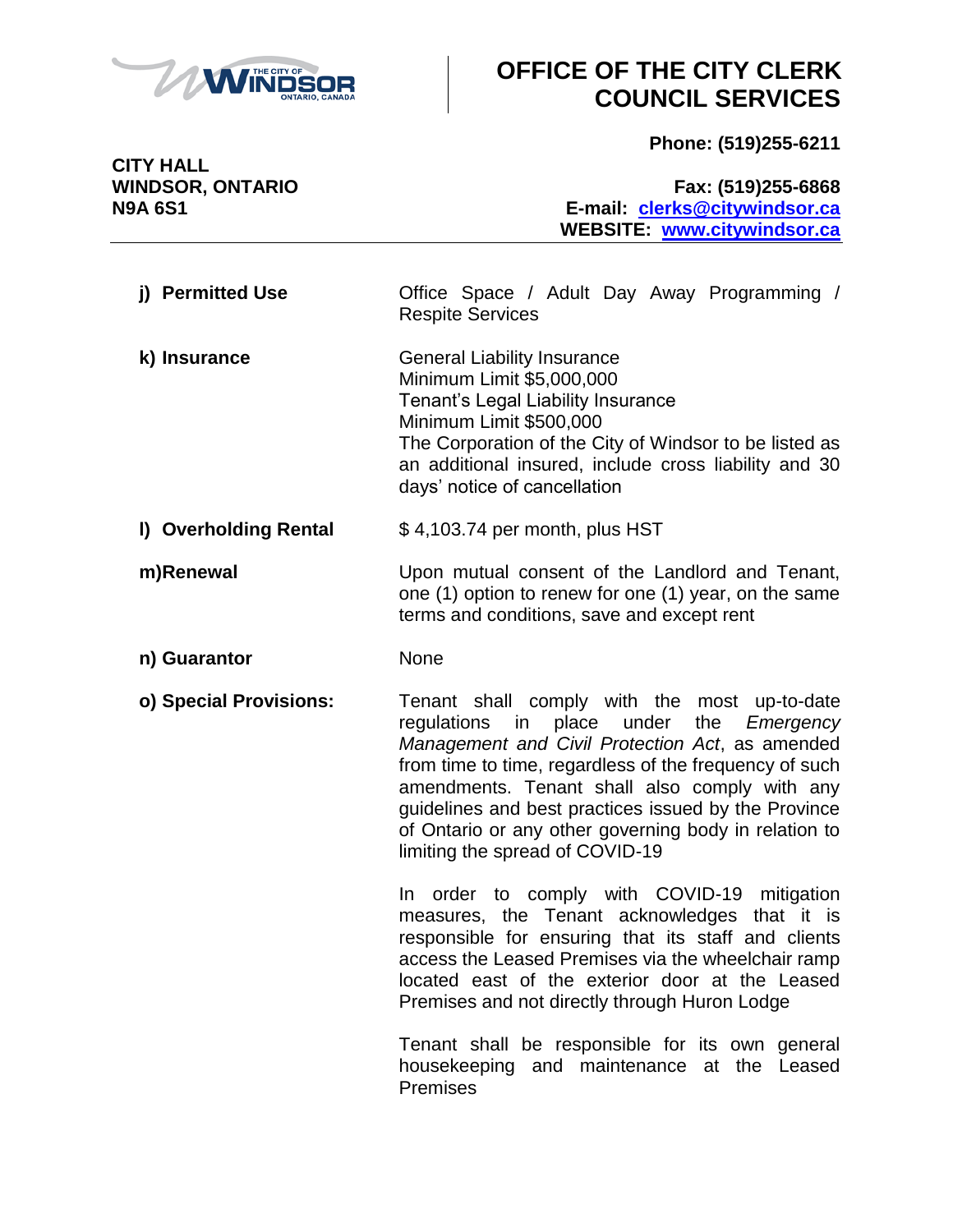# OFFICE OF THE CITY CLERK COUNCIL SERVICES

**CITY HALL**
**WINDSOR, ONTARIO**
**N9A 6S1**

**Phone: (519)255-6211**

**Fax: (519)255-6868**
**E-mail: clerks@citywindsor.ca**
**WEBSITE: www.citywindsor.ca**

---

| | |
|---|---|
| **j) Permitted Use** | Office Space / Adult Day Away Programming / Respite Services |
| **k) Insurance** | General Liability Insurance<br>Minimum Limit $5,000,000<br>Tenant's Legal Liability Insurance<br>Minimum Limit $500,000<br>The Corporation of the City of Windsor to be listed as an additional insured, include cross liability and 30 days' notice of cancellation |
| **l) Overholding Rental** | $ 4,103.74 per month, plus HST |
| **m)Renewal** | Upon mutual consent of the Landlord and Tenant, one (1) option to renew for one (1) year, on the same terms and conditions, save and except rent |
| **n) Guarantor** | None |
| **o) Special Provisions:** | Tenant shall comply with the most up-to-date regulations in place under the *Emergency Management and Civil Protection Act*, as amended from time to time, regardless of the frequency of such amendments. Tenant shall also comply with any guidelines and best practices issued by the Province of Ontario or any other governing body in relation to limiting the spread of COVID-19<br><br>In order to comply with COVID-19 mitigation measures, the Tenant acknowledges that it is responsible for ensuring that its staff and clients access the Leased Premises via the wheelchair ramp located east of the exterior door at the Leased Premises and not directly through Huron Lodge<br><br>Tenant shall be responsible for its own general housekeeping and maintenance at the Leased Premises |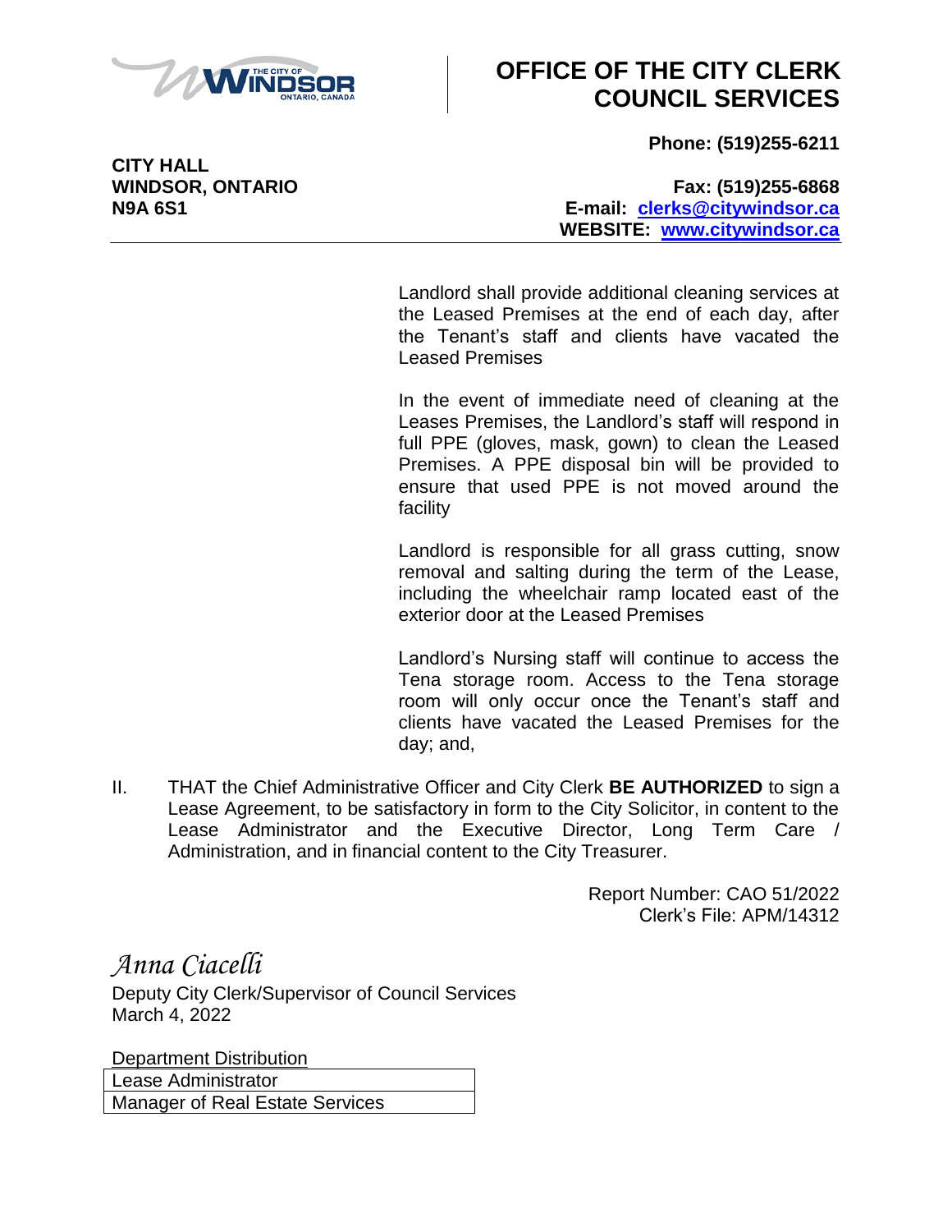# OFFICE OF THE CITY CLERK COUNCIL SERVICES

**CITY HALL**
**WINDSOR, ONTARIO**
**N9A 6S1**

**Phone: (519)255-6211**

**Fax: (519)255-6868**
**E-mail: clerks@citywindsor.ca**
**WEBSITE: www.citywindsor.ca**

---

Landlord shall provide additional cleaning services at the Leased Premises at the end of each day, after the Tenant's staff and clients have vacated the Leased Premises

In the event of immediate need of cleaning at the Leases Premises, the Landlord's staff will respond in full PPE (gloves, mask, gown) to clean the Leased Premises. A PPE disposal bin will be provided to ensure that used PPE is not moved around the facility

Landlord is responsible for all grass cutting, snow removal and salting during the term of the Lease, including the wheelchair ramp located east of the exterior door at the Leased Premises

Landlord's Nursing staff will continue to access the Tena storage room. Access to the Tena storage room will only occur once the Tenant's staff and clients have vacated the Leased Premises for the day; and,

II. THAT the Chief Administrative Officer and City Clerk **BE AUTHORIZED** to sign a Lease Agreement, to be satisfactory in form to the City Solicitor, in content to the Lease Administrator and the Executive Director, Long Term Care / Administration, and in financial content to the City Treasurer.

Report Number: CAO 51/2022
Clerk's File: APM/14312

*Anna Ciacelli*
Deputy City Clerk/Supervisor of Council Services
March 4, 2022

| Department Distribution |
| --- |
| Lease Administrator |
| Manager of Real Estate Services |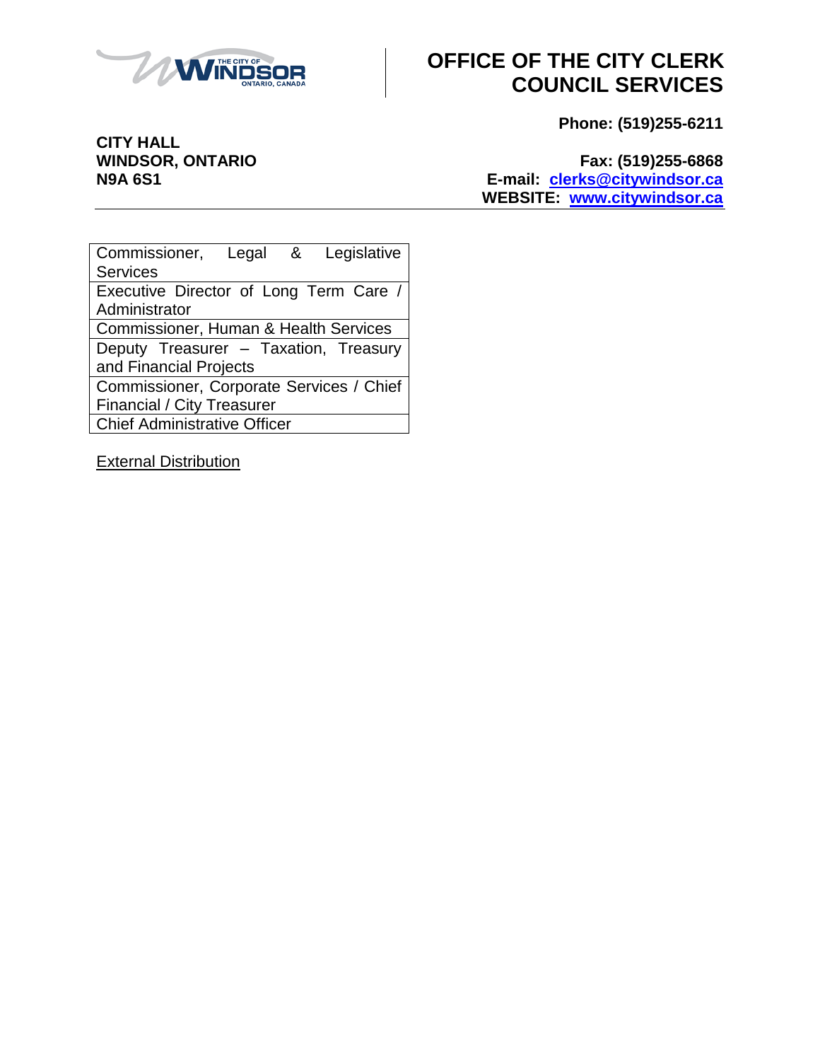# OFFICE OF THE CITY CLERK
# COUNCIL SERVICES

**Phone: (519)255-6211**

**CITY HALL**
**WINDSOR, ONTARIO**
**N9A 6S1**

**Fax: (519)255-6868**
**E-mail: clerks@citywindsor.ca**
**WEBSITE: www.citywindsor.ca**

| |
|---|
| Commissioner, Legal & Legislative Services |
| Executive Director of Long Term Care / Administrator |
| Commissioner, Human & Health Services |
| Deputy Treasurer – Taxation, Treasury and Financial Projects |
| Commissioner, Corporate Services / Chief Financial / City Treasurer |
| Chief Administrative Officer |

External Distribution